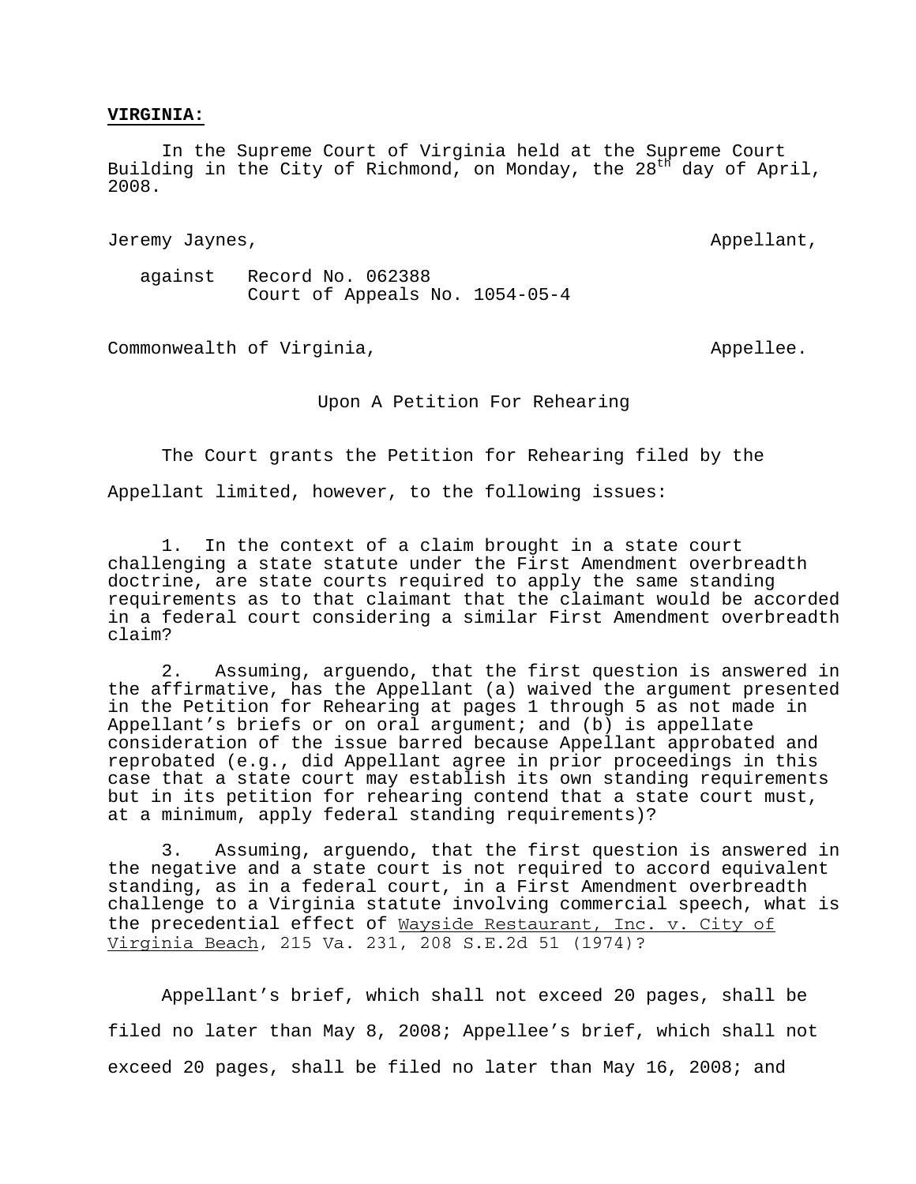**VIRGINIA:**

In the Supreme Court of Virginia held at the Supreme Court Building in the City of Richmond, on Monday, the 28th day of April, 2008.

Jeremy Jaynes, Appellant,

against Record No. 062388
Court of Appeals No. 1054-05-4

Commonwealth of Virginia, Appellee.

Upon A Petition For Rehearing

The Court grants the Petition for Rehearing filed by the Appellant limited, however, to the following issues:

1. In the context of a claim brought in a state court challenging a state statute under the First Amendment overbreadth doctrine, are state courts required to apply the same standing requirements as to that claimant that the claimant would be accorded in a federal court considering a similar First Amendment overbreadth claim?

2. Assuming, arguendo, that the first question is answered in the affirmative, has the Appellant (a) waived the argument presented in the Petition for Rehearing at pages 1 through 5 as not made in Appellant's briefs or on oral argument; and (b) is appellate consideration of the issue barred because Appellant approbated and reprobated (e.g., did Appellant agree in prior proceedings in this case that a state court may establish its own standing requirements but in its petition for rehearing contend that a state court must, at a minimum, apply federal standing requirements)?

3. Assuming, arguendo, that the first question is answered in the negative and a state court is not required to accord equivalent standing, as in a federal court, in a First Amendment overbreadth challenge to a Virginia statute involving commercial speech, what is the precedential effect of Wayside Restaurant, Inc. v. City of Virginia Beach, 215 Va. 231, 208 S.E.2d 51 (1974)?

Appellant's brief, which shall not exceed 20 pages, shall be filed no later than May 8, 2008; Appellee's brief, which shall not exceed 20 pages, shall be filed no later than May 16, 2008; and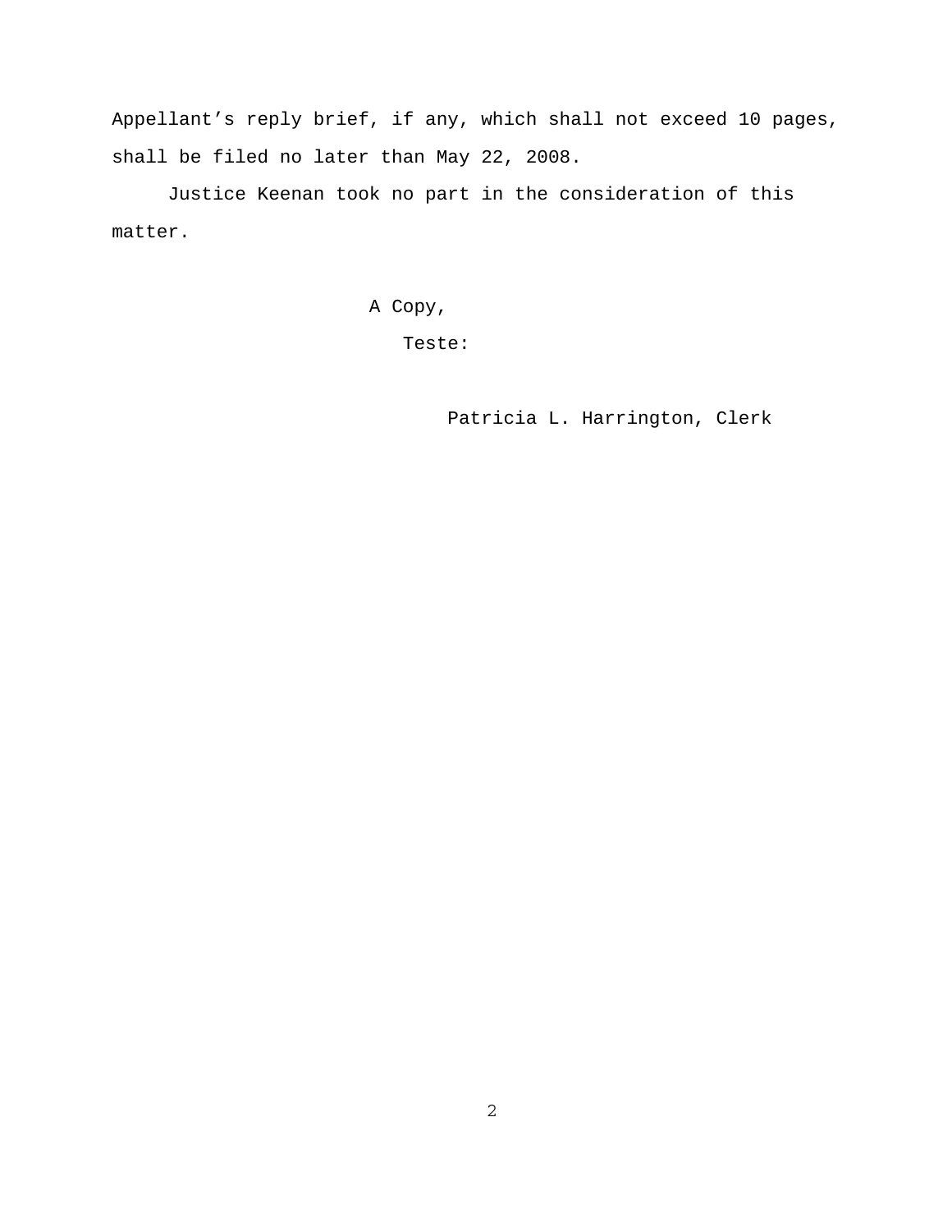Appellant’s reply brief, if any, which shall not exceed 10 pages, shall be filed no later than May 22, 2008.

Justice Keenan took no part in the consideration of this matter.

A Copy,

Teste:

Patricia L. Harrington, Clerk